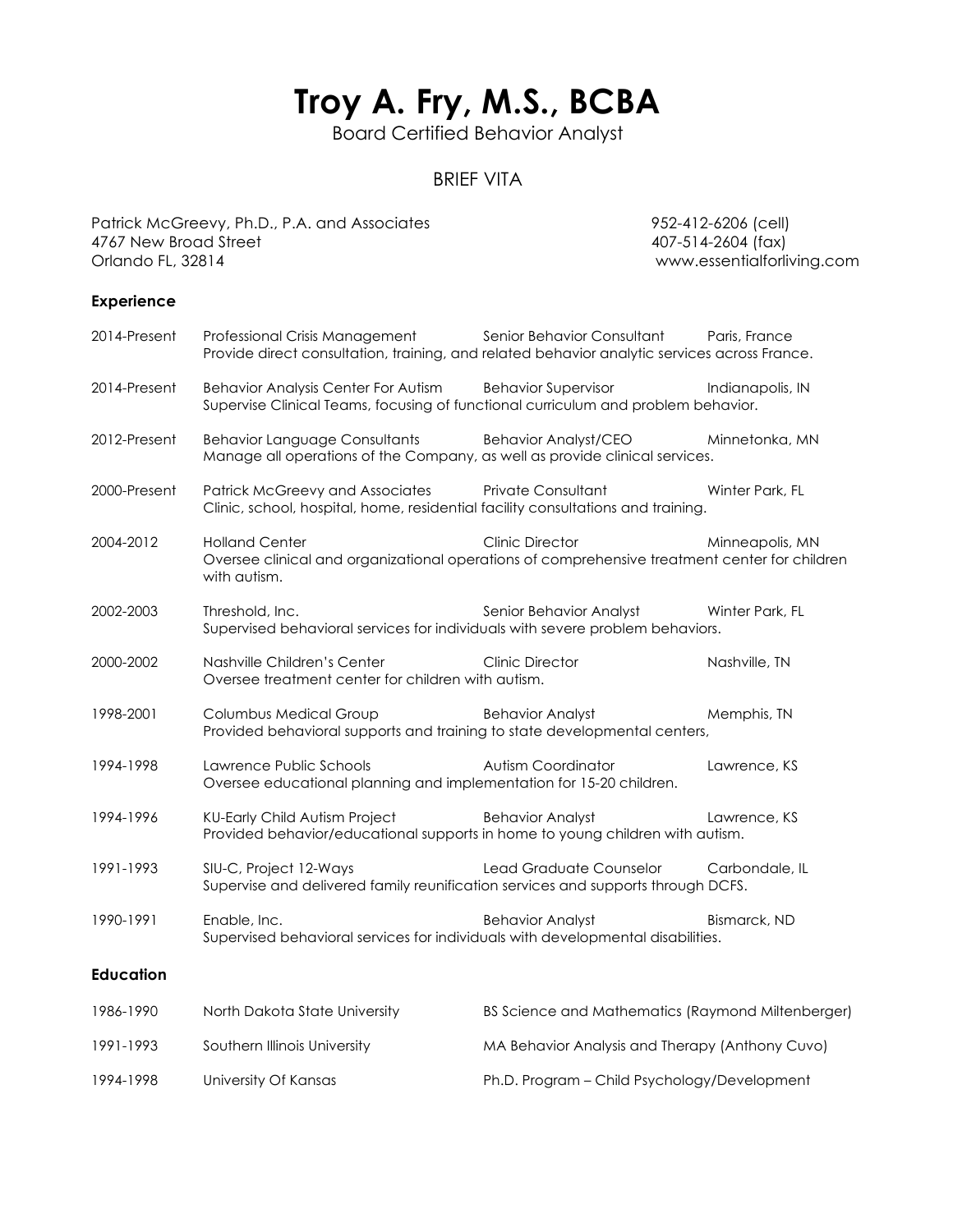# Troy A. Fry, M.S., BCBA

Board Certified Behavior Analyst

## BRIEF VITA

Patrick McGreevy, Ph.D., P.A. and Associates
4767 New Broad Street
Orlando FL, 32814

952-412-6206 (cell)
407-514-2604 (fax)
www.essentialforliving.com

### Experience

2014-Present — Professional Crisis Management — Senior Behavior Consultant — Paris, France
Provide direct consultation, training, and related behavior analytic services across France.

2014-Present — Behavior Analysis Center For Autism — Behavior Supervisor — Indianapolis, IN
Supervise Clinical Teams, focusing of functional curriculum and problem behavior.

2012-Present — Behavior Language Consultants — Behavior Analyst/CEO — Minnetonka, MN
Manage all operations of the Company, as well as provide clinical services.

2000-Present — Patrick McGreevy and Associates — Private Consultant — Winter Park, FL
Clinic, school, hospital, home, residential facility consultations and training.

2004-2012 — Holland Center — Clinic Director — Minneapolis, MN
Oversee clinical and organizational operations of comprehensive treatment center for children with autism.

2002-2003 — Threshold, Inc. — Senior Behavior Analyst — Winter Park, FL
Supervised behavioral services for individuals with severe problem behaviors.

2000-2002 — Nashville Children's Center — Clinic Director — Nashville, TN
Oversee treatment center for children with autism.

1998-2001 — Columbus Medical Group — Behavior Analyst — Memphis, TN
Provided behavioral supports and training to state developmental centers,

1994-1998 — Lawrence Public Schools — Autism Coordinator — Lawrence, KS
Oversee educational planning and implementation for 15-20 children.

1994-1996 — KU-Early Child Autism Project — Behavior Analyst — Lawrence, KS
Provided behavior/educational supports in home to young children with autism.

1991-1993 — SIU-C, Project 12-Ways — Lead Graduate Counselor — Carbondale, IL
Supervise and delivered family reunification services and supports through DCFS.

1990-1991 — Enable, Inc. — Behavior Analyst — Bismarck, ND
Supervised behavioral services for individuals with developmental disabilities.

### Education

| | | |
|---|---|---|
| 1986-1990 | North Dakota State University | BS Science and Mathematics (Raymond Miltenberger) |
| 1991-1993 | Southern Illinois University | MA Behavior Analysis and Therapy (Anthony Cuvo) |
| 1994-1998 | University Of Kansas | Ph.D. Program – Child Psychology/Development |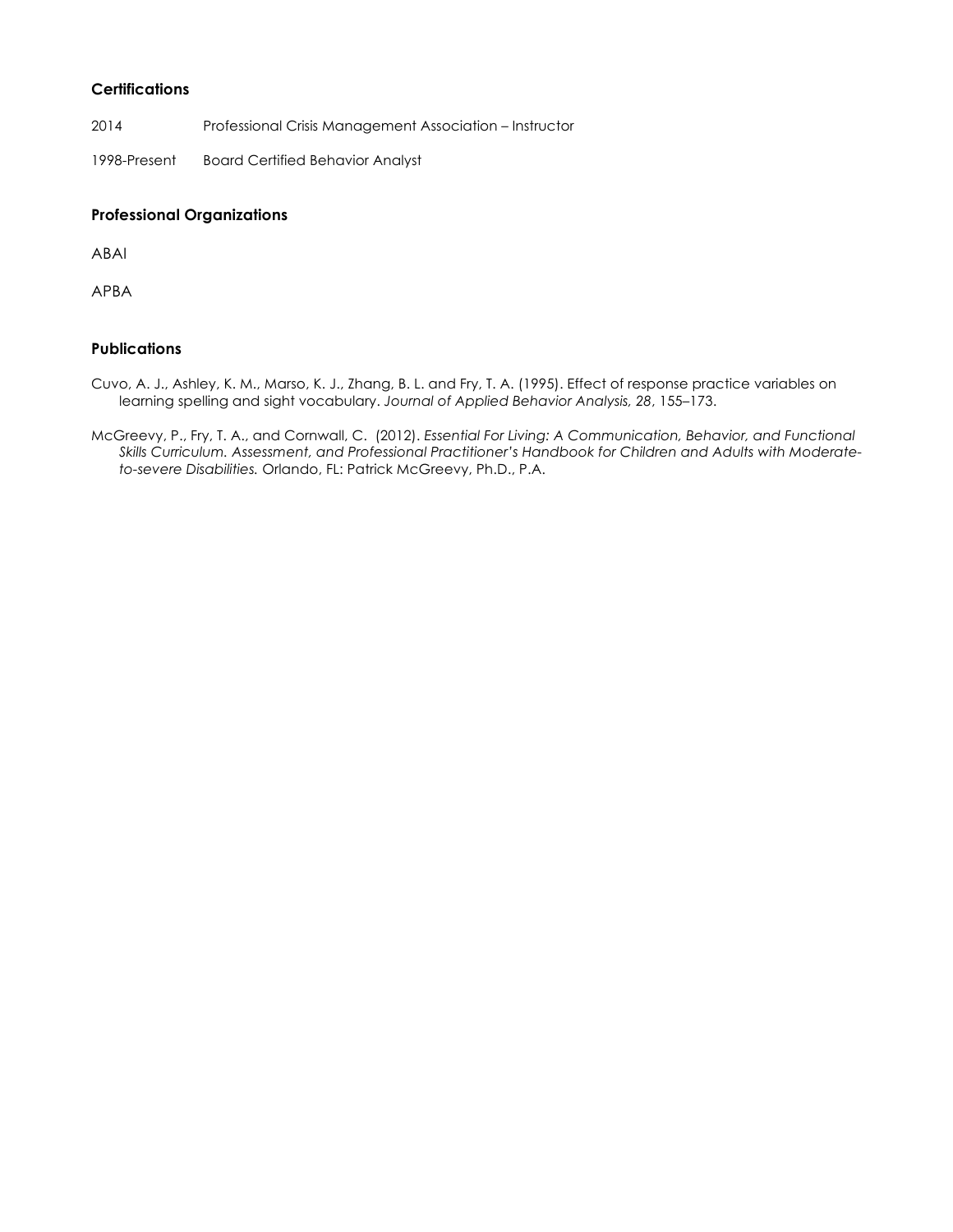### Certifications

| | |
|---|---|
| 2014 | Professional Crisis Management Association – Instructor |
| 1998-Present | Board Certified Behavior Analyst |

### Professional Organizations

ABAI

APBA

### Publications

Cuvo, A. J., Ashley, K. M., Marso, K. J., Zhang, B. L. and Fry, T. A. (1995). Effect of response practice variables on learning spelling and sight vocabulary. *Journal of Applied Behavior Analysis, 28*, 155–173.

McGreevy, P., Fry, T. A., and Cornwall, C. (2012). *Essential For Living: A Communication, Behavior, and Functional Skills Curriculum. Assessment, and Professional Practitioner's Handbook for Children and Adults with Moderate-to-severe Disabilities.* Orlando, FL: Patrick McGreevy, Ph.D., P.A.